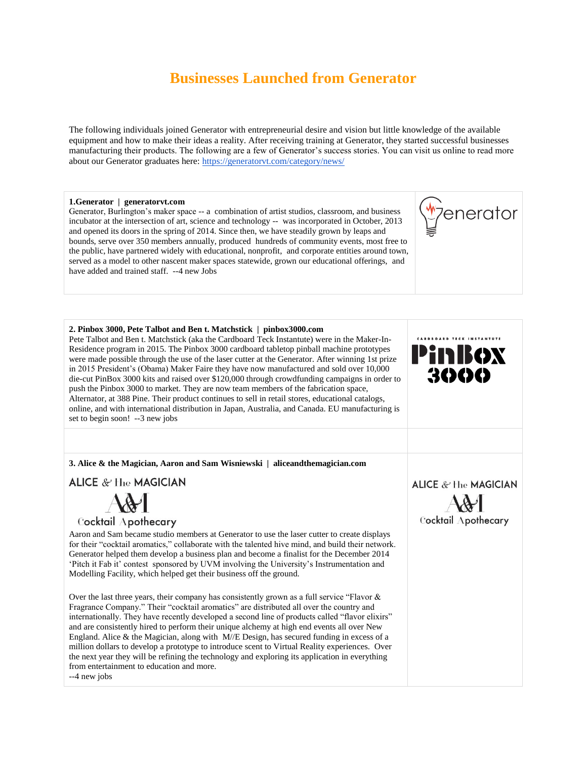# Businesses Launched from Generator

The following individuals joined Generator with entrepreneurial desire and vision but little knowledge of the available equipment and how to make their ideas a reality. After receiving training at Generator, they started successful businesses manufacturing their products. The following are a few of Generator's success stories. You can visit us online to read more about our Generator graduates here: https://generatorvt.com/category/news/

**1.Generator | generatorvt.com**
Generator, Burlington's maker space -- a combination of artist studios, classroom, and business incubator at the intersection of art, science and technology -- was incorporated in October, 2013 and opened its doors in the spring of 2014. Since then, we have steadily grown by leaps and bounds, serve over 350 members annually, produced hundreds of community events, most free to the public, have partnered widely with educational, nonprofit, and corporate entities around town, served as a model to other nascent maker spaces statewide, grown our educational offerings, and have added and trained staff. --4 new Jobs

**2. Pinbox 3000, Pete Talbot and Ben t. Matchstick | pinbox3000.com**
Pete Talbot and Ben t. Matchstick (aka the Cardboard Teck Instantute) were in the Maker-In-Residence program in 2015. The Pinbox 3000 cardboard tabletop pinball machine prototypes were made possible through the use of the laser cutter at the Generator. After winning 1st prize in 2015 President's (Obama) Maker Faire they have now manufactured and sold over 10,000 die-cut PinBox 3000 kits and raised over $120,000 through crowdfunding campaigns in order to push the Pinbox 3000 to market. They are now team members of the fabrication space, Alternator, at 388 Pine. Their product continues to sell in retail stores, educational catalogs, online, and with international distribution in Japan, Australia, and Canada. EU manufacturing is set to begin soon! --3 new jobs

**3. Alice & the Magician, Aaron and Sam Wisniewski | aliceandthemagician.com**

Aaron and Sam became studio members at Generator to use the laser cutter to create displays for their "cocktail aromatics," collaborate with the talented hive mind, and build their network. Generator helped them develop a business plan and become a finalist for the December 2014 'Pitch it Fab it' contest sponsored by UVM involving the University's Instrumentation and Modelling Facility, which helped get their business off the ground.

Over the last three years, their company has consistently grown as a full service "Flavor & Fragrance Company." Their "cocktail aromatics" are distributed all over the country and internationally. They have recently developed a second line of products called "flavor elixirs" and are consistently hired to perform their unique alchemy at high end events all over New England. Alice & the Magician, along with M//E Design, has secured funding in excess of a million dollars to develop a prototype to introduce scent to Virtual Reality experiences. Over the next year they will be refining the technology and exploring its application in everything from entertainment to education and more.
--4 new jobs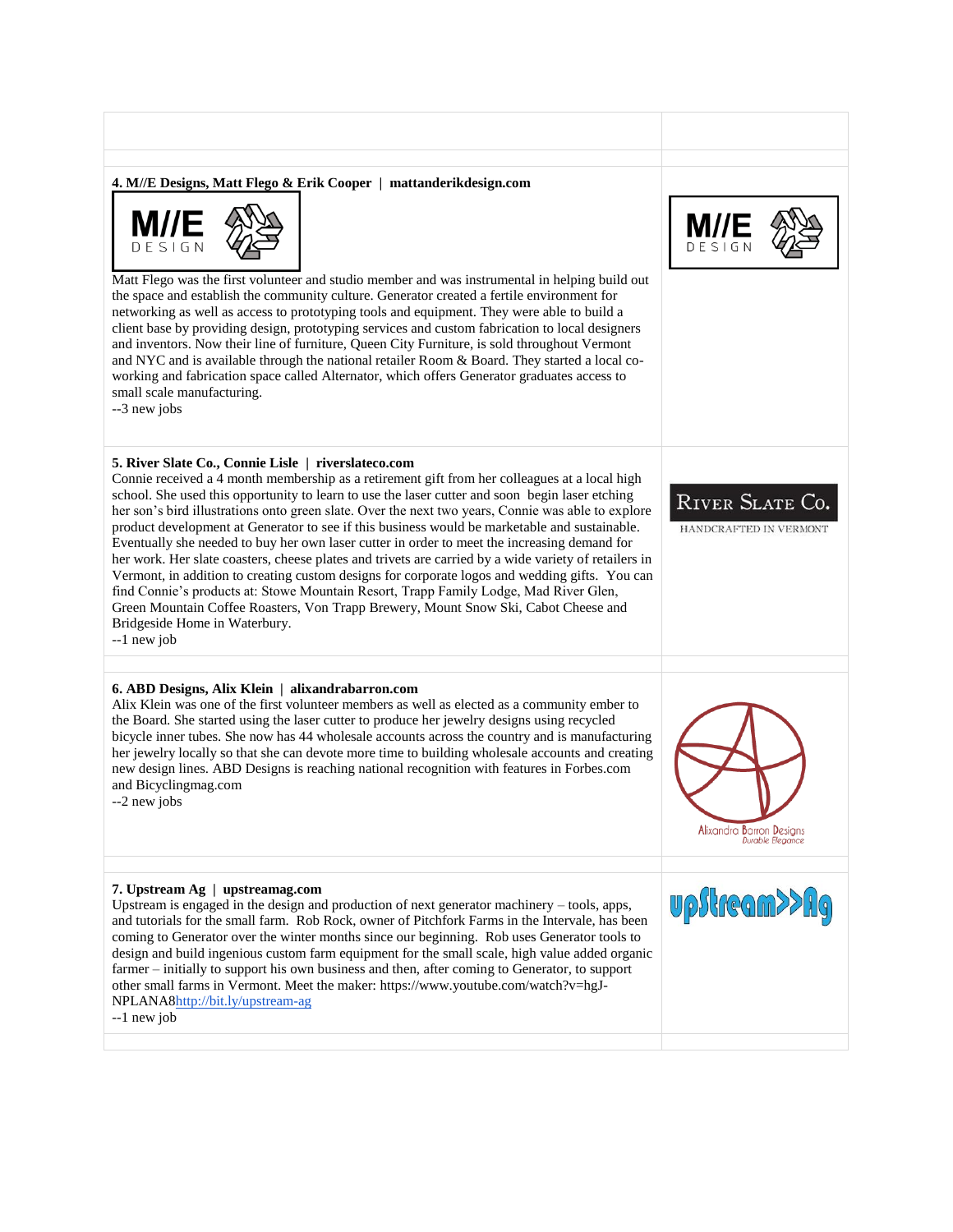**4. M//E Designs, Matt Flego & Erik Cooper | mattanderikdesign.com**

Matt Flego was the first volunteer and studio member and was instrumental in helping build out the space and establish the community culture. Generator created a fertile environment for networking as well as access to prototyping tools and equipment. They were able to build a client base by providing design, prototyping services and custom fabrication to local designers and inventors. Now their line of furniture, Queen City Furniture, is sold throughout Vermont and NYC and is available through the national retailer Room & Board. They started a local co-working and fabrication space called Alternator, which offers Generator graduates access to small scale manufacturing.
--3 new jobs

**5. River Slate Co., Connie Lisle | riverslateco.com**

Connie received a 4 month membership as a retirement gift from her colleagues at a local high school. She used this opportunity to learn to use the laser cutter and soon begin laser etching her son's bird illustrations onto green slate. Over the next two years, Connie was able to explore product development at Generator to see if this business would be marketable and sustainable. Eventually she needed to buy her own laser cutter in order to meet the increasing demand for her work. Her slate coasters, cheese plates and trivets are carried by a wide variety of retailers in Vermont, in addition to creating custom designs for corporate logos and wedding gifts. You can find Connie's products at: Stowe Mountain Resort, Trapp Family Lodge, Mad River Glen, Green Mountain Coffee Roasters, Von Trapp Brewery, Mount Snow Ski, Cabot Cheese and Bridgeside Home in Waterbury.
--1 new job

**6. ABD Designs, Alix Klein | alixandrabarron.com**

Alix Klein was one of the first volunteer members as well as elected as a community ember to the Board. She started using the laser cutter to produce her jewelry designs using recycled bicycle inner tubes. She now has 44 wholesale accounts across the country and is manufacturing her jewelry locally so that she can devote more time to building wholesale accounts and creating new design lines. ABD Designs is reaching national recognition with features in Forbes.com and Bicyclingmag.com
--2 new jobs

**7. Upstream Ag | upstreamag.com**

Upstream is engaged in the design and production of next generator machinery – tools, apps, and tutorials for the small farm. Rob Rock, owner of Pitchfork Farms in the Intervale, has been coming to Generator over the winter months since our beginning. Rob uses Generator tools to design and build ingenious custom farm equipment for the small scale, high value added organic farmer – initially to support his own business and then, after coming to Generator, to support other small farms in Vermont. Meet the maker: https://www.youtube.com/watch?v=hgJ-NPLANA8http://bit.ly/upstream-ag
--1 new job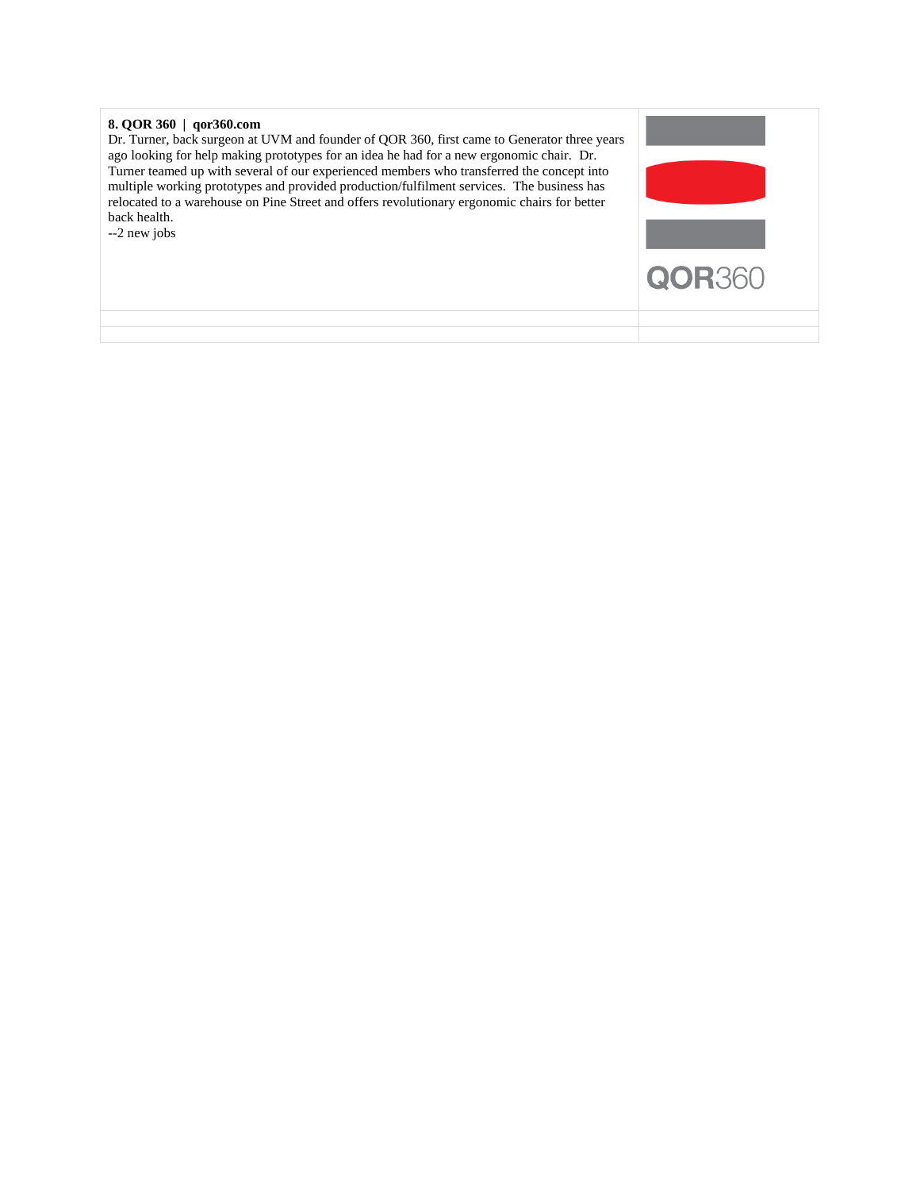**8. QOR 360 | qor360.com**
Dr. Turner, back surgeon at UVM and founder of QOR 360, first came to Generator three years ago looking for help making prototypes for an idea he had for a new ergonomic chair. Dr. Turner teamed up with several of our experienced members who transferred the concept into multiple working prototypes and provided production/fulfilment services. The business has relocated to a warehouse on Pine Street and offers revolutionary ergonomic chairs for better back health.
--2 new jobs

QOR360